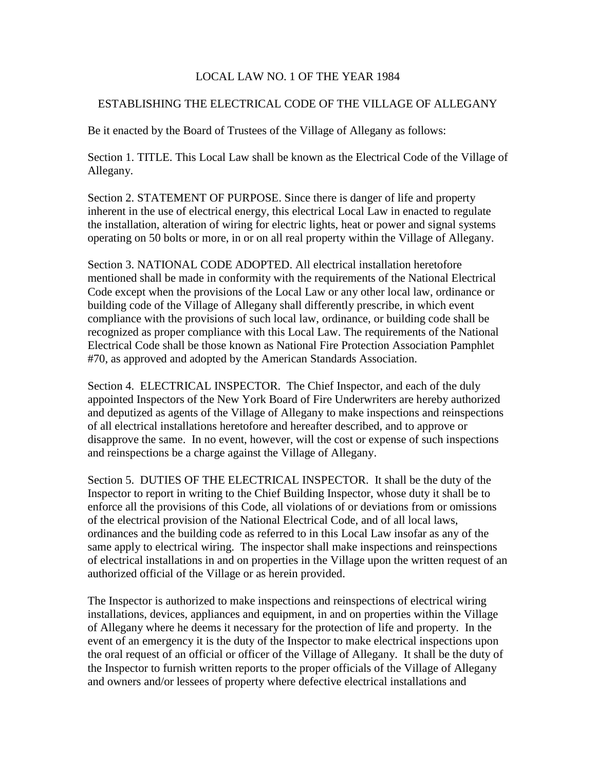# LOCAL LAW NO. 1 OF THE YEAR 1984

## ESTABLISHING THE ELECTRICAL CODE OF THE VILLAGE OF ALLEGANY

Be it enacted by the Board of Trustees of the Village of Allegany as follows:

Section 1. TITLE. This Local Law shall be known as the Electrical Code of the Village of Allegany.

Section 2. STATEMENT OF PURPOSE. Since there is danger of life and property inherent in the use of electrical energy, this electrical Local Law in enacted to regulate the installation, alteration of wiring for electric lights, heat or power and signal systems operating on 50 bolts or more, in or on all real property within the Village of Allegany.

Section 3. NATIONAL CODE ADOPTED. All electrical installation heretofore mentioned shall be made in conformity with the requirements of the National Electrical Code except when the provisions of the Local Law or any other local law, ordinance or building code of the Village of Allegany shall differently prescribe, in which event compliance with the provisions of such local law, ordinance, or building code shall be recognized as proper compliance with this Local Law. The requirements of the National Electrical Code shall be those known as National Fire Protection Association Pamphlet #70, as approved and adopted by the American Standards Association.

Section 4. ELECTRICAL INSPECTOR. The Chief Inspector, and each of the duly appointed Inspectors of the New York Board of Fire Underwriters are hereby authorized and deputized as agents of the Village of Allegany to make inspections and reinspections of all electrical installations heretofore and hereafter described, and to approve or disapprove the same. In no event, however, will the cost or expense of such inspections and reinspections be a charge against the Village of Allegany.

Section 5. DUTIES OF THE ELECTRICAL INSPECTOR. It shall be the duty of the Inspector to report in writing to the Chief Building Inspector, whose duty it shall be to enforce all the provisions of this Code, all violations of or deviations from or omissions of the electrical provision of the National Electrical Code, and of all local laws, ordinances and the building code as referred to in this Local Law insofar as any of the same apply to electrical wiring. The inspector shall make inspections and reinspections of electrical installations in and on properties in the Village upon the written request of an authorized official of the Village or as herein provided.

The Inspector is authorized to make inspections and reinspections of electrical wiring installations, devices, appliances and equipment, in and on properties within the Village of Allegany where he deems it necessary for the protection of life and property. In the event of an emergency it is the duty of the Inspector to make electrical inspections upon the oral request of an official or officer of the Village of Allegany. It shall be the duty of the Inspector to furnish written reports to the proper officials of the Village of Allegany and owners and/or lessees of property where defective electrical installations and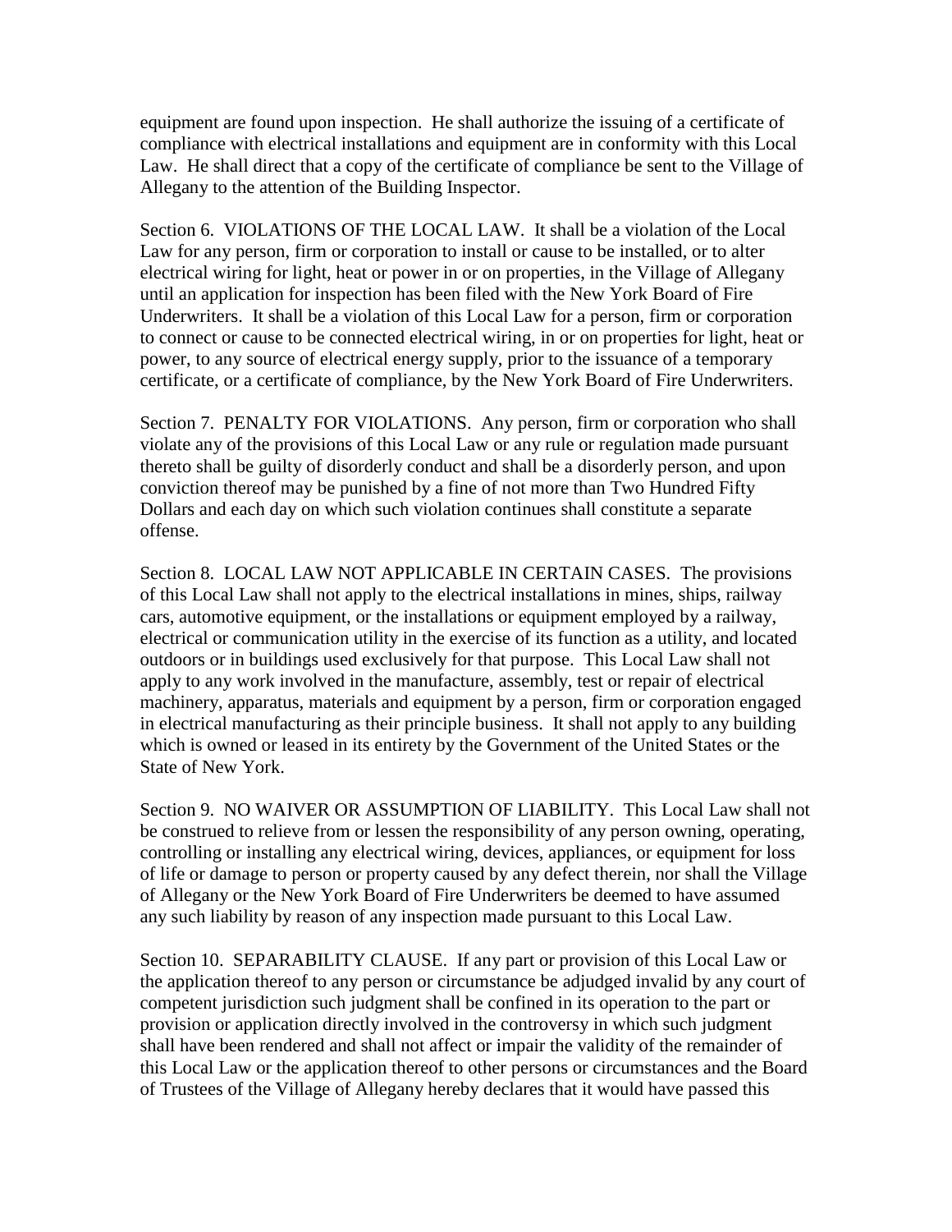equipment are found upon inspection. He shall authorize the issuing of a certificate of compliance with electrical installations and equipment are in conformity with this Local Law. He shall direct that a copy of the certificate of compliance be sent to the Village of Allegany to the attention of the Building Inspector.

Section 6. VIOLATIONS OF THE LOCAL LAW. It shall be a violation of the Local Law for any person, firm or corporation to install or cause to be installed, or to alter electrical wiring for light, heat or power in or on properties, in the Village of Allegany until an application for inspection has been filed with the New York Board of Fire Underwriters. It shall be a violation of this Local Law for a person, firm or corporation to connect or cause to be connected electrical wiring, in or on properties for light, heat or power, to any source of electrical energy supply, prior to the issuance of a temporary certificate, or a certificate of compliance, by the New York Board of Fire Underwriters.

Section 7. PENALTY FOR VIOLATIONS. Any person, firm or corporation who shall violate any of the provisions of this Local Law or any rule or regulation made pursuant thereto shall be guilty of disorderly conduct and shall be a disorderly person, and upon conviction thereof may be punished by a fine of not more than Two Hundred Fifty Dollars and each day on which such violation continues shall constitute a separate offense.

Section 8. LOCAL LAW NOT APPLICABLE IN CERTAIN CASES. The provisions of this Local Law shall not apply to the electrical installations in mines, ships, railway cars, automotive equipment, or the installations or equipment employed by a railway, electrical or communication utility in the exercise of its function as a utility, and located outdoors or in buildings used exclusively for that purpose. This Local Law shall not apply to any work involved in the manufacture, assembly, test or repair of electrical machinery, apparatus, materials and equipment by a person, firm or corporation engaged in electrical manufacturing as their principle business. It shall not apply to any building which is owned or leased in its entirety by the Government of the United States or the State of New York.

Section 9. NO WAIVER OR ASSUMPTION OF LIABILITY. This Local Law shall not be construed to relieve from or lessen the responsibility of any person owning, operating, controlling or installing any electrical wiring, devices, appliances, or equipment for loss of life or damage to person or property caused by any defect therein, nor shall the Village of Allegany or the New York Board of Fire Underwriters be deemed to have assumed any such liability by reason of any inspection made pursuant to this Local Law.

Section 10. SEPARABILITY CLAUSE. If any part or provision of this Local Law or the application thereof to any person or circumstance be adjudged invalid by any court of competent jurisdiction such judgment shall be confined in its operation to the part or provision or application directly involved in the controversy in which such judgment shall have been rendered and shall not affect or impair the validity of the remainder of this Local Law or the application thereof to other persons or circumstances and the Board of Trustees of the Village of Allegany hereby declares that it would have passed this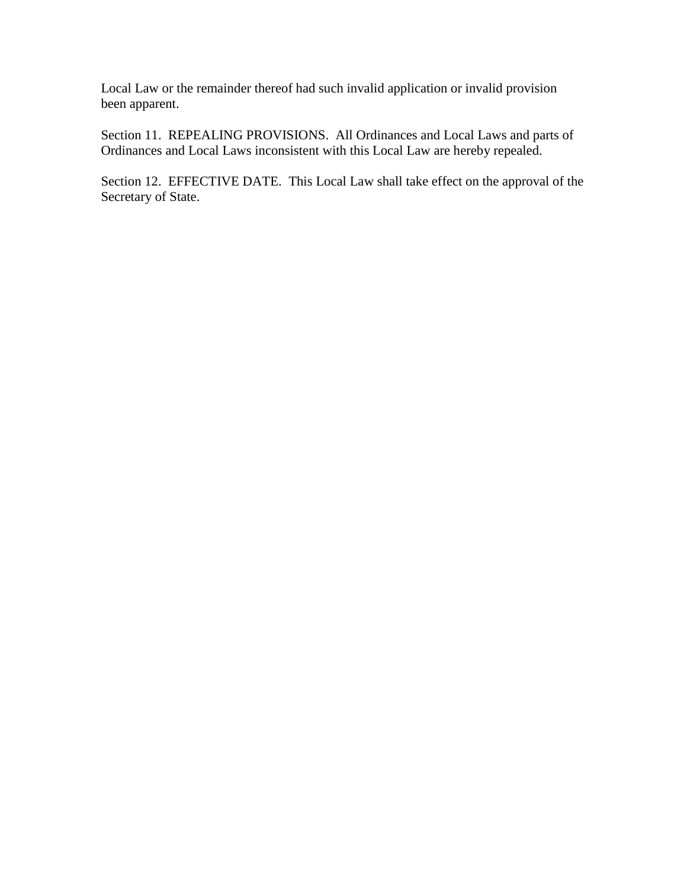Local Law or the remainder thereof had such invalid application or invalid provision been apparent.

Section 11. REPEALING PROVISIONS. All Ordinances and Local Laws and parts of Ordinances and Local Laws inconsistent with this Local Law are hereby repealed.

Section 12. EFFECTIVE DATE. This Local Law shall take effect on the approval of the Secretary of State.